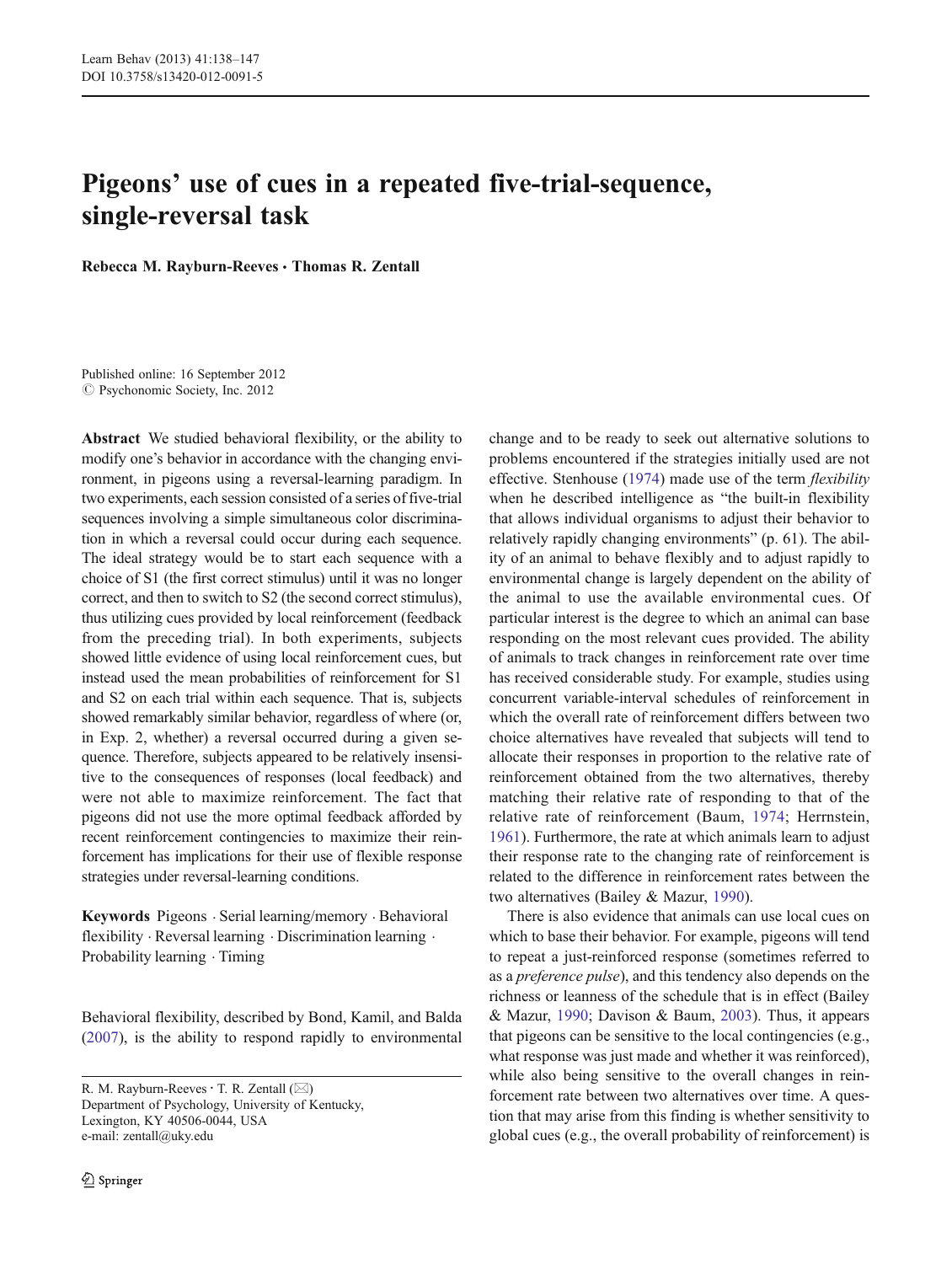# Pigeons' use of cues in a repeated five-trial-sequence, single-reversal task

**Rebecca M. Rayburn-Reeves · Thomas R. Zentall**

Published online: 16 September 2012
© Psychonomic Society, Inc. 2012

**Abstract** We studied behavioral flexibility, or the ability to modify one's behavior in accordance with the changing environment, in pigeons using a reversal-learning paradigm. In two experiments, each session consisted of a series of five-trial sequences involving a simple simultaneous color discrimination in which a reversal could occur during each sequence. The ideal strategy would be to start each sequence with a choice of S1 (the first correct stimulus) until it was no longer correct, and then to switch to S2 (the second correct stimulus), thus utilizing cues provided by local reinforcement (feedback from the preceding trial). In both experiments, subjects showed little evidence of using local reinforcement cues, but instead used the mean probabilities of reinforcement for S1 and S2 on each trial within each sequence. That is, subjects showed remarkably similar behavior, regardless of where (or, in Exp. 2, whether) a reversal occurred during a given sequence. Therefore, subjects appeared to be relatively insensitive to the consequences of responses (local feedback) and were not able to maximize reinforcement. The fact that pigeons did not use the more optimal feedback afforded by recent reinforcement contingencies to maximize their reinforcement has implications for their use of flexible response strategies under reversal-learning conditions.

**Keywords** Pigeons · Serial learning/memory · Behavioral flexibility · Reversal learning · Discrimination learning · Probability learning · Timing

Behavioral flexibility, described by Bond, Kamil, and Balda (2007), is the ability to respond rapidly to environmental change and to be ready to seek out alternative solutions to problems encountered if the strategies initially used are not effective. Stenhouse (1974) made use of the term *flexibility* when he described intelligence as "the built-in flexibility that allows individual organisms to adjust their behavior to relatively rapidly changing environments" (p. 61). The ability of an animal to behave flexibly and to adjust rapidly to environmental change is largely dependent on the ability of the animal to use the available environmental cues. Of particular interest is the degree to which an animal can base responding on the most relevant cues provided. The ability of animals to track changes in reinforcement rate over time has received considerable study. For example, studies using concurrent variable-interval schedules of reinforcement in which the overall rate of reinforcement differs between two choice alternatives have revealed that subjects will tend to allocate their responses in proportion to the relative rate of reinforcement obtained from the two alternatives, thereby matching their relative rate of responding to that of the relative rate of reinforcement (Baum, 1974; Herrnstein, 1961). Furthermore, the rate at which animals learn to adjust their response rate to the changing rate of reinforcement is related to the difference in reinforcement rates between the two alternatives (Bailey & Mazur, 1990).

There is also evidence that animals can use local cues on which to base their behavior. For example, pigeons will tend to repeat a just-reinforced response (sometimes referred to as a *preference pulse*), and this tendency also depends on the richness or leanness of the schedule that is in effect (Bailey & Mazur, 1990; Davison & Baum, 2003). Thus, it appears that pigeons can be sensitive to the local contingencies (e.g., what response was just made and whether it was reinforced), while also being sensitive to the overall changes in reinforcement rate between two alternatives over time. A question that may arise from this finding is whether sensitivity to global cues (e.g., the overall probability of reinforcement) is

R. M. Rayburn-Reeves · T. R. Zentall (✉)
Department of Psychology, University of Kentucky,
Lexington, KY 40506-0044, USA
e-mail: zentall@uky.edu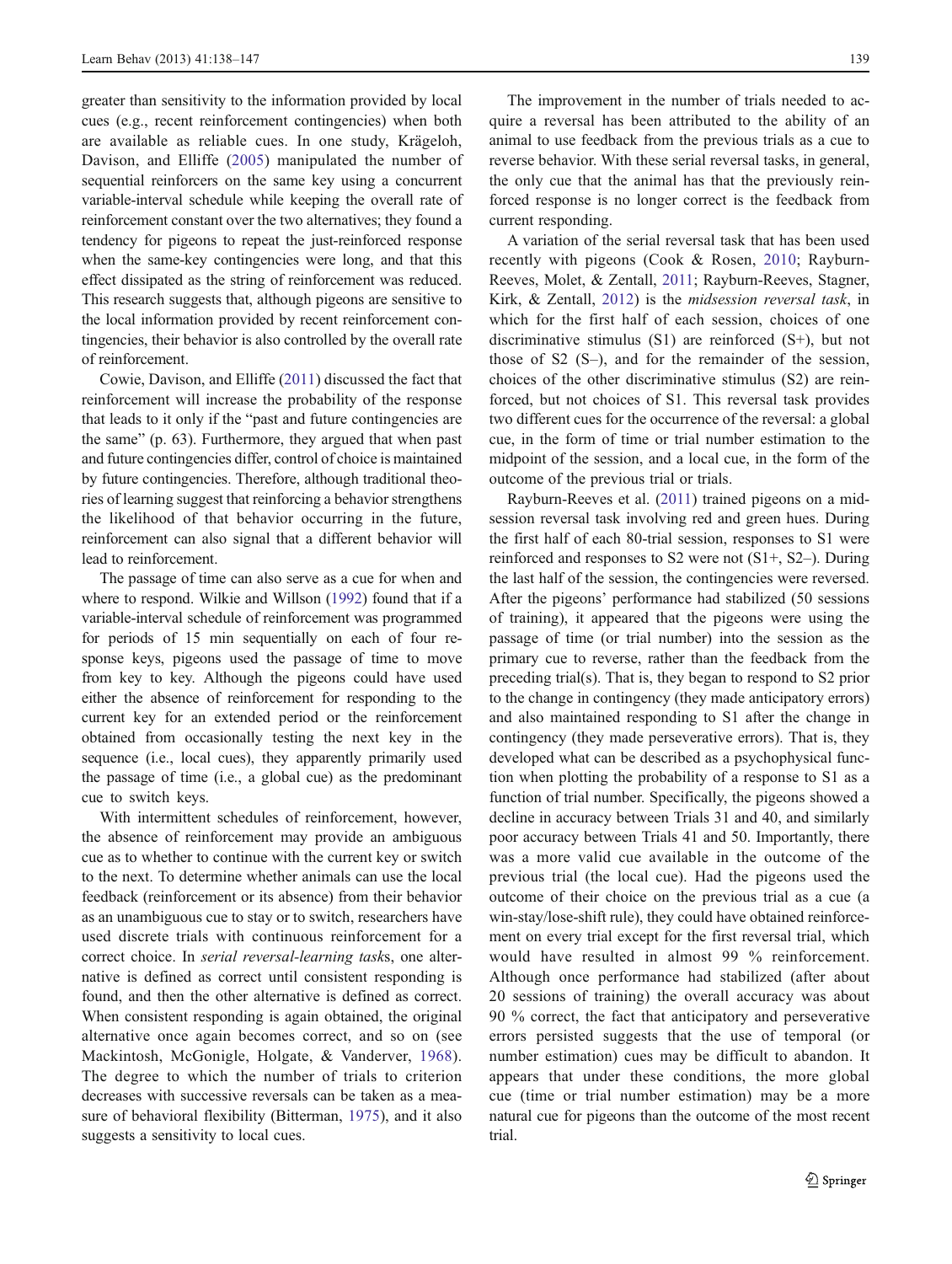greater than sensitivity to the information provided by local cues (e.g., recent reinforcement contingencies) when both are available as reliable cues. In one study, Krägeloh, Davison, and Elliffe (2005) manipulated the number of sequential reinforcers on the same key using a concurrent variable-interval schedule while keeping the overall rate of reinforcement constant over the two alternatives; they found a tendency for pigeons to repeat the just-reinforced response when the same-key contingencies were long, and that this effect dissipated as the string of reinforcement was reduced. This research suggests that, although pigeons are sensitive to the local information provided by recent reinforcement contingencies, their behavior is also controlled by the overall rate of reinforcement.

Cowie, Davison, and Elliffe (2011) discussed the fact that reinforcement will increase the probability of the response that leads to it only if the "past and future contingencies are the same" (p. 63). Furthermore, they argued that when past and future contingencies differ, control of choice is maintained by future contingencies. Therefore, although traditional theories of learning suggest that reinforcing a behavior strengthens the likelihood of that behavior occurring in the future, reinforcement can also signal that a different behavior will lead to reinforcement.

The passage of time can also serve as a cue for when and where to respond. Wilkie and Willson (1992) found that if a variable-interval schedule of reinforcement was programmed for periods of 15 min sequentially on each of four response keys, pigeons used the passage of time to move from key to key. Although the pigeons could have used either the absence of reinforcement for responding to the current key for an extended period or the reinforcement obtained from occasionally testing the next key in the sequence (i.e., local cues), they apparently primarily used the passage of time (i.e., a global cue) as the predominant cue to switch keys.

With intermittent schedules of reinforcement, however, the absence of reinforcement may provide an ambiguous cue as to whether to continue with the current key or switch to the next. To determine whether animals can use the local feedback (reinforcement or its absence) from their behavior as an unambiguous cue to stay or to switch, researchers have used discrete trials with continuous reinforcement for a correct choice. In *serial reversal-learning task*s, one alternative is defined as correct until consistent responding is found, and then the other alternative is defined as correct. When consistent responding is again obtained, the original alternative once again becomes correct, and so on (see Mackintosh, McGonigle, Holgate, & Vanderver, 1968). The degree to which the number of trials to criterion decreases with successive reversals can be taken as a measure of behavioral flexibility (Bitterman, 1975), and it also suggests a sensitivity to local cues.

The improvement in the number of trials needed to acquire a reversal has been attributed to the ability of an animal to use feedback from the previous trials as a cue to reverse behavior. With these serial reversal tasks, in general, the only cue that the animal has that the previously reinforced response is no longer correct is the feedback from current responding.

A variation of the serial reversal task that has been used recently with pigeons (Cook & Rosen, 2010; Rayburn-Reeves, Molet, & Zentall, 2011; Rayburn-Reeves, Stagner, Kirk, & Zentall, 2012) is the *midsession reversal task*, in which for the first half of each session, choices of one discriminative stimulus (S1) are reinforced (S+), but not those of S2 (S–), and for the remainder of the session, choices of the other discriminative stimulus (S2) are reinforced, but not choices of S1. This reversal task provides two different cues for the occurrence of the reversal: a global cue, in the form of time or trial number estimation to the midpoint of the session, and a local cue, in the form of the outcome of the previous trial or trials.

Rayburn-Reeves et al. (2011) trained pigeons on a midsession reversal task involving red and green hues. During the first half of each 80-trial session, responses to S1 were reinforced and responses to S2 were not (S1+, S2–). During the last half of the session, the contingencies were reversed. After the pigeons' performance had stabilized (50 sessions of training), it appeared that the pigeons were using the passage of time (or trial number) into the session as the primary cue to reverse, rather than the feedback from the preceding trial(s). That is, they began to respond to S2 prior to the change in contingency (they made anticipatory errors) and also maintained responding to S1 after the change in contingency (they made perseverative errors). That is, they developed what can be described as a psychophysical function when plotting the probability of a response to S1 as a function of trial number. Specifically, the pigeons showed a decline in accuracy between Trials 31 and 40, and similarly poor accuracy between Trials 41 and 50. Importantly, there was a more valid cue available in the outcome of the previous trial (the local cue). Had the pigeons used the outcome of their choice on the previous trial as a cue (a win-stay/lose-shift rule), they could have obtained reinforcement on every trial except for the first reversal trial, which would have resulted in almost 99 % reinforcement. Although once performance had stabilized (after about 20 sessions of training) the overall accuracy was about 90 % correct, the fact that anticipatory and perseverative errors persisted suggests that the use of temporal (or number estimation) cues may be difficult to abandon. It appears that under these conditions, the more global cue (time or trial number estimation) may be a more natural cue for pigeons than the outcome of the most recent trial.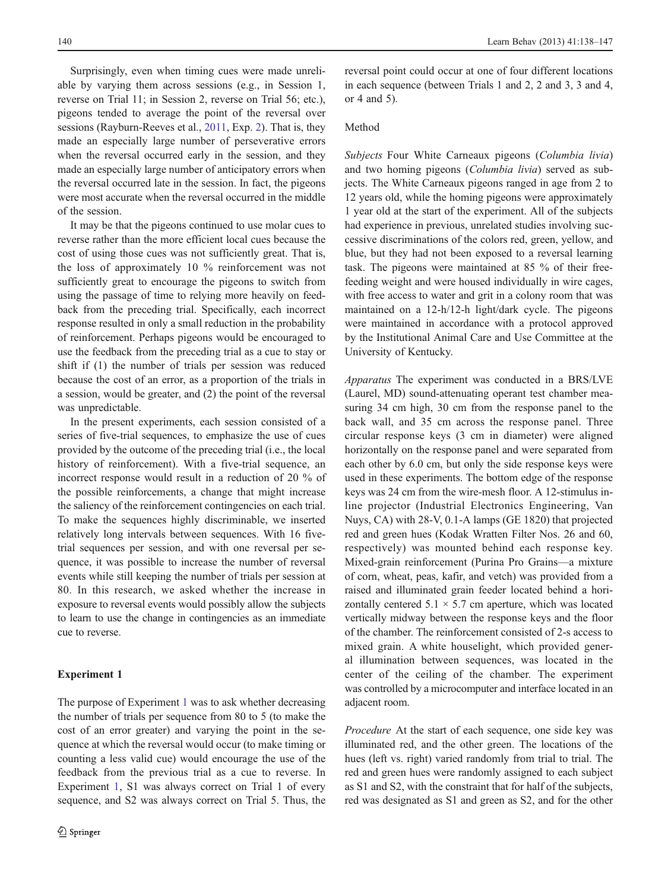Surprisingly, even when timing cues were made unreliable by varying them across sessions (e.g., in Session 1, reverse on Trial 11; in Session 2, reverse on Trial 56; etc.), pigeons tended to average the point of the reversal over sessions (Rayburn-Reeves et al., 2011, Exp. 2). That is, they made an especially large number of perseverative errors when the reversal occurred early in the session, and they made an especially large number of anticipatory errors when the reversal occurred late in the session. In fact, the pigeons were most accurate when the reversal occurred in the middle of the session.

It may be that the pigeons continued to use molar cues to reverse rather than the more efficient local cues because the cost of using those cues was not sufficiently great. That is, the loss of approximately 10 % reinforcement was not sufficiently great to encourage the pigeons to switch from using the passage of time to relying more heavily on feedback from the preceding trial. Specifically, each incorrect response resulted in only a small reduction in the probability of reinforcement. Perhaps pigeons would be encouraged to use the feedback from the preceding trial as a cue to stay or shift if (1) the number of trials per session was reduced because the cost of an error, as a proportion of the trials in a session, would be greater, and (2) the point of the reversal was unpredictable.

In the present experiments, each session consisted of a series of five-trial sequences, to emphasize the use of cues provided by the outcome of the preceding trial (i.e., the local history of reinforcement). With a five-trial sequence, an incorrect response would result in a reduction of 20 % of the possible reinforcements, a change that might increase the saliency of the reinforcement contingencies on each trial. To make the sequences highly discriminable, we inserted relatively long intervals between sequences. With 16 five-trial sequences per session, and with one reversal per sequence, it was possible to increase the number of reversal events while still keeping the number of trials per session at 80. In this research, we asked whether the increase in exposure to reversal events would possibly allow the subjects to learn to use the change in contingencies as an immediate cue to reverse.

## Experiment 1

The purpose of Experiment 1 was to ask whether decreasing the number of trials per sequence from 80 to 5 (to make the cost of an error greater) and varying the point in the sequence at which the reversal would occur (to make timing or counting a less valid cue) would encourage the use of the feedback from the previous trial as a cue to reverse. In Experiment 1, S1 was always correct on Trial 1 of every sequence, and S2 was always correct on Trial 5. Thus, the reversal point could occur at one of four different locations in each sequence (between Trials 1 and 2, 2 and 3, 3 and 4, or 4 and 5).

### Method

*Subjects* Four White Carneaux pigeons (*Columbia livia*) and two homing pigeons (*Columbia livia*) served as subjects. The White Carneaux pigeons ranged in age from 2 to 12 years old, while the homing pigeons were approximately 1 year old at the start of the experiment. All of the subjects had experience in previous, unrelated studies involving successive discriminations of the colors red, green, yellow, and blue, but they had not been exposed to a reversal learning task. The pigeons were maintained at 85 % of their free-feeding weight and were housed individually in wire cages, with free access to water and grit in a colony room that was maintained on a 12-h/12-h light/dark cycle. The pigeons were maintained in accordance with a protocol approved by the Institutional Animal Care and Use Committee at the University of Kentucky.

*Apparatus* The experiment was conducted in a BRS/LVE (Laurel, MD) sound-attenuating operant test chamber measuring 34 cm high, 30 cm from the response panel to the back wall, and 35 cm across the response panel. Three circular response keys (3 cm in diameter) were aligned horizontally on the response panel and were separated from each other by 6.0 cm, but only the side response keys were used in these experiments. The bottom edge of the response keys was 24 cm from the wire-mesh floor. A 12-stimulus in-line projector (Industrial Electronics Engineering, Van Nuys, CA) with 28-V, 0.1-A lamps (GE 1820) that projected red and green hues (Kodak Wratten Filter Nos. 26 and 60, respectively) was mounted behind each response key. Mixed-grain reinforcement (Purina Pro Grains—a mixture of corn, wheat, peas, kafir, and vetch) was provided from a raised and illuminated grain feeder located behind a horizontally centered 5.1 × 5.7 cm aperture, which was located vertically midway between the response keys and the floor of the chamber. The reinforcement consisted of 2-s access to mixed grain. A white houselight, which provided general illumination between sequences, was located in the center of the ceiling of the chamber. The experiment was controlled by a microcomputer and interface located in an adjacent room.

*Procedure* At the start of each sequence, one side key was illuminated red, and the other green. The locations of the hues (left vs. right) varied randomly from trial to trial. The red and green hues were randomly assigned to each subject as S1 and S2, with the constraint that for half of the subjects, red was designated as S1 and green as S2, and for the other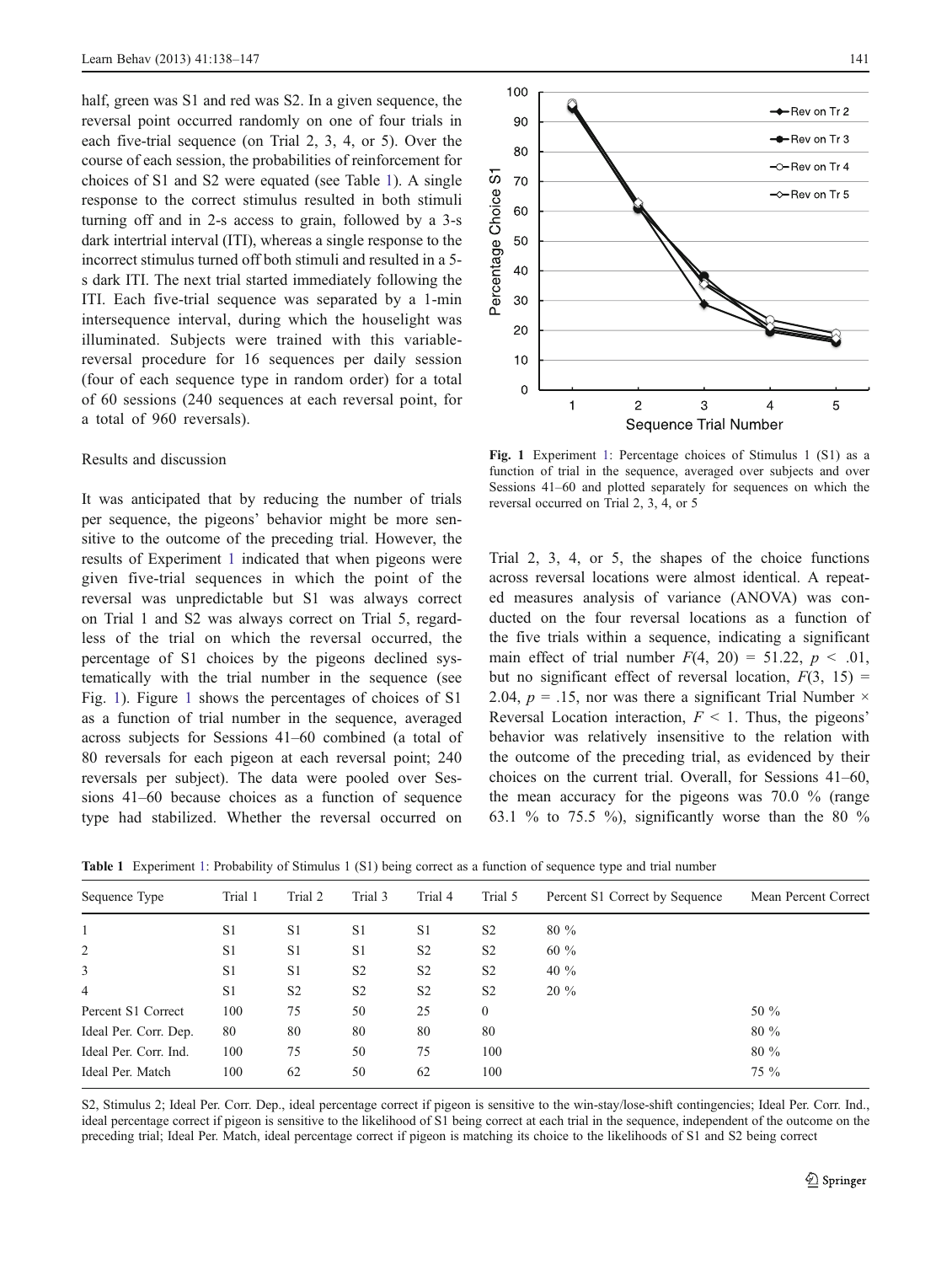half, green was S1 and red was S2. In a given sequence, the reversal point occurred randomly on one of four trials in each five-trial sequence (on Trial 2, 3, 4, or 5). Over the course of each session, the probabilities of reinforcement for choices of S1 and S2 were equated (see Table 1). A single response to the correct stimulus resulted in both stimuli turning off and in 2-s access to grain, followed by a 3-s dark intertrial interval (ITI), whereas a single response to the incorrect stimulus turned off both stimuli and resulted in a 5-s dark ITI. The next trial started immediately following the ITI. Each five-trial sequence was separated by a 1-min intersequence interval, during which the houselight was illuminated. Subjects were trained with this variable-reversal procedure for 16 sequences per daily session (four of each sequence type in random order) for a total of 60 sessions (240 sequences at each reversal point, for a total of 960 reversals).

### Results and discussion

It was anticipated that by reducing the number of trials per sequence, the pigeons' behavior might be more sensitive to the outcome of the preceding trial. However, the results of Experiment 1 indicated that when pigeons were given five-trial sequences in which the point of the reversal was unpredictable but S1 was always correct on Trial 1 and S2 was always correct on Trial 5, regardless of the trial on which the reversal occurred, the percentage of S1 choices by the pigeons declined systematically with the trial number in the sequence (see Fig. 1). Figure 1 shows the percentages of choices of S1 as a function of trial number in the sequence, averaged across subjects for Sessions 41–60 combined (a total of 80 reversals for each pigeon at each reversal point; 240 reversals per subject). The data were pooled over Sessions 41–60 because choices as a function of sequence type had stabilized. Whether the reversal occurred on Trial 2, 3, 4, or 5, the shapes of the choice functions across reversal locations were almost identical. A repeated measures analysis of variance (ANOVA) was conducted on the four reversal locations as a function of the five trials within a sequence, indicating a significant main effect of trial number $F(4, 20) = 51.22$, $p < .01$, but no significant effect of reversal location, $F(3, 15) = 2.04$, $p = .15$, nor was there a significant Trial Number × Reversal Location interaction, $F < 1$. Thus, the pigeons' behavior was relatively insensitive to the relation with the outcome of the preceding trial, as evidenced by their choices on the current trial. Overall, for Sessions 41–60, the mean accuracy for the pigeons was 70.0 % (range 63.1 % to 75.5 %), significantly worse than the 80 %

**Fig. 1** Experiment 1: Percentage choices of Stimulus 1 (S1) as a function of trial in the sequence, averaged over subjects and over Sessions 41–60 and plotted separately for sequences on which the reversal occurred on Trial 2, 3, 4, or 5

**Table 1** Experiment 1: Probability of Stimulus 1 (S1) being correct as a function of sequence type and trial number

| Sequence Type | Trial 1 | Trial 2 | Trial 3 | Trial 4 | Trial 5 | Percent S1 Correct by Sequence | Mean Percent Correct |
|---|---|---|---|---|---|---|---|
| 1 | S1 | S1 | S1 | S1 | S2 | 80 % | |
| 2 | S1 | S1 | S1 | S2 | S2 | 60 % | |
| 3 | S1 | S1 | S2 | S2 | S2 | 40 % | |
| 4 | S1 | S2 | S2 | S2 | S2 | 20 % | |
| Percent S1 Correct | 100 | 75 | 50 | 25 | 0 | | 50 % |
| Ideal Per. Corr. Dep. | 80 | 80 | 80 | 80 | 80 | | 80 % |
| Ideal Per. Corr. Ind. | 100 | 75 | 50 | 75 | 100 | | 80 % |
| Ideal Per. Match | 100 | 62 | 50 | 62 | 100 | | 75 % |

S2, Stimulus 2; Ideal Per. Corr. Dep., ideal percentage correct if pigeon is sensitive to the win-stay/lose-shift contingencies; Ideal Per. Corr. Ind., ideal percentage correct if pigeon is sensitive to the likelihood of S1 being correct at each trial in the sequence, independent of the outcome on the preceding trial; Ideal Per. Match, ideal percentage correct if pigeon is matching its choice to the likelihoods of S1 and S2 being correct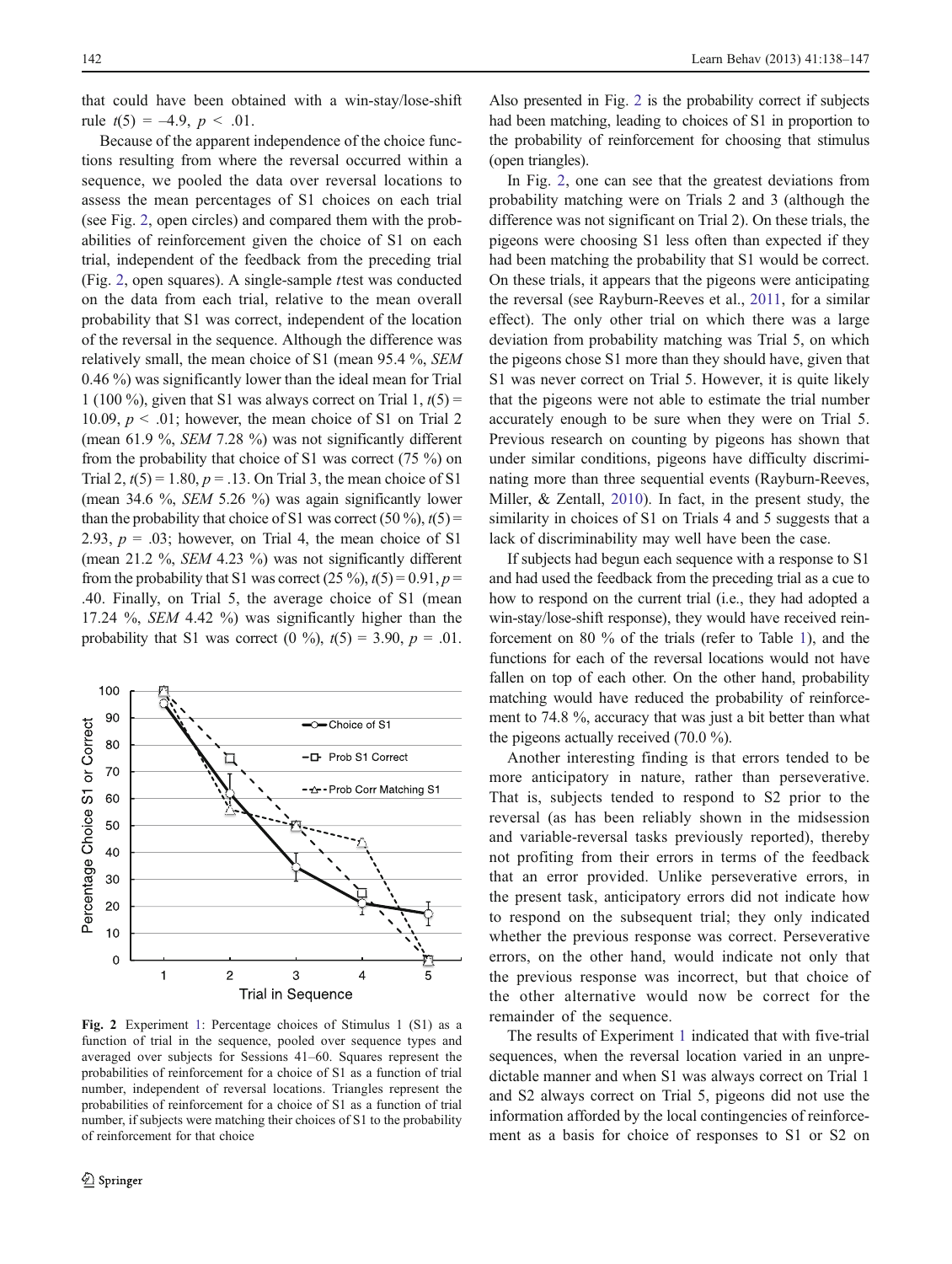that could have been obtained with a win-stay/lose-shift rule $t(5) = -4.9$, $p < .01$.

Because of the apparent independence of the choice functions resulting from where the reversal occurred within a sequence, we pooled the data over reversal locations to assess the mean percentages of S1 choices on each trial (see Fig. 2, open circles) and compared them with the probabilities of reinforcement given the choice of S1 on each trial, independent of the feedback from the preceding trial (Fig. 2, open squares). A single-sample *t* test was conducted on the data from each trial, relative to the mean overall probability that S1 was correct, independent of the location of the reversal in the sequence. Although the difference was relatively small, the mean choice of S1 (mean 95.4 %, *SEM* 0.46 %) was significantly lower than the ideal mean for Trial 1 (100 %), given that S1 was always correct on Trial 1, $t(5) = 10.09$, $p < .01$; however, the mean choice of S1 on Trial 2 (mean 61.9 %, *SEM* 7.28 %) was not significantly different from the probability that choice of S1 was correct (75 %) on Trial 2, $t(5) = 1.80$, $p = .13$. On Trial 3, the mean choice of S1 (mean 34.6 %, *SEM* 5.26 %) was again significantly lower than the probability that choice of S1 was correct (50 %), $t(5) = 2.93$, $p = .03$; however, on Trial 4, the mean choice of S1 (mean 21.2 %, *SEM* 4.23 %) was not significantly different from the probability that S1 was correct (25 %), $t(5) = 0.91$, $p = .40$. Finally, on Trial 5, the average choice of S1 (mean 17.24 %, *SEM* 4.42 %) was significantly higher than the probability that S1 was correct (0 %), $t(5) = 3.90$, $p = .01$.

**Fig. 2** Experiment 1: Percentage choices of Stimulus 1 (S1) as a function of trial in the sequence, pooled over sequence types and averaged over subjects for Sessions 41–60. Squares represent the probabilities of reinforcement for a choice of S1 as a function of trial number, independent of reversal locations. Triangles represent the probabilities of reinforcement for a choice of S1 as a function of trial number, if subjects were matching their choices of S1 to the probability of reinforcement for that choice

Also presented in Fig. 2 is the probability correct if subjects had been matching, leading to choices of S1 in proportion to the probability of reinforcement for choosing that stimulus (open triangles).

In Fig. 2, one can see that the greatest deviations from probability matching were on Trials 2 and 3 (although the difference was not significant on Trial 2). On these trials, the pigeons were choosing S1 less often than expected if they had been matching the probability that S1 would be correct. On these trials, it appears that the pigeons were anticipating the reversal (see Rayburn-Reeves et al., 2011, for a similar effect). The only other trial on which there was a large deviation from probability matching was Trial 5, on which the pigeons chose S1 more than they should have, given that S1 was never correct on Trial 5. However, it is quite likely that the pigeons were not able to estimate the trial number accurately enough to be sure when they were on Trial 5. Previous research on counting by pigeons has shown that under similar conditions, pigeons have difficulty discriminating more than three sequential events (Rayburn-Reeves, Miller, & Zentall, 2010). In fact, in the present study, the similarity in choices of S1 on Trials 4 and 5 suggests that a lack of discriminability may well have been the case.

If subjects had begun each sequence with a response to S1 and had used the feedback from the preceding trial as a cue to how to respond on the current trial (i.e., they had adopted a win-stay/lose-shift response), they would have received reinforcement on 80 % of the trials (refer to Table 1), and the functions for each of the reversal locations would not have fallen on top of each other. On the other hand, probability matching would have reduced the probability of reinforcement to 74.8 %, accuracy that was just a bit better than what the pigeons actually received (70.0 %).

Another interesting finding is that errors tended to be more anticipatory in nature, rather than perseverative. That is, subjects tended to respond to S2 prior to the reversal (as has been reliably shown in the midsession and variable-reversal tasks previously reported), thereby not profiting from their errors in terms of the feedback that an error provided. Unlike perseverative errors, in the present task, anticipatory errors did not indicate how to respond on the subsequent trial; they only indicated whether the previous response was correct. Perseverative errors, on the other hand, would indicate not only that the previous response was incorrect, but that choice of the other alternative would now be correct for the remainder of the sequence.

The results of Experiment 1 indicated that with five-trial sequences, when the reversal location varied in an unpredictable manner and when S1 was always correct on Trial 1 and S2 always correct on Trial 5, pigeons did not use the information afforded by the local contingencies of reinforcement as a basis for choice of responses to S1 or S2 on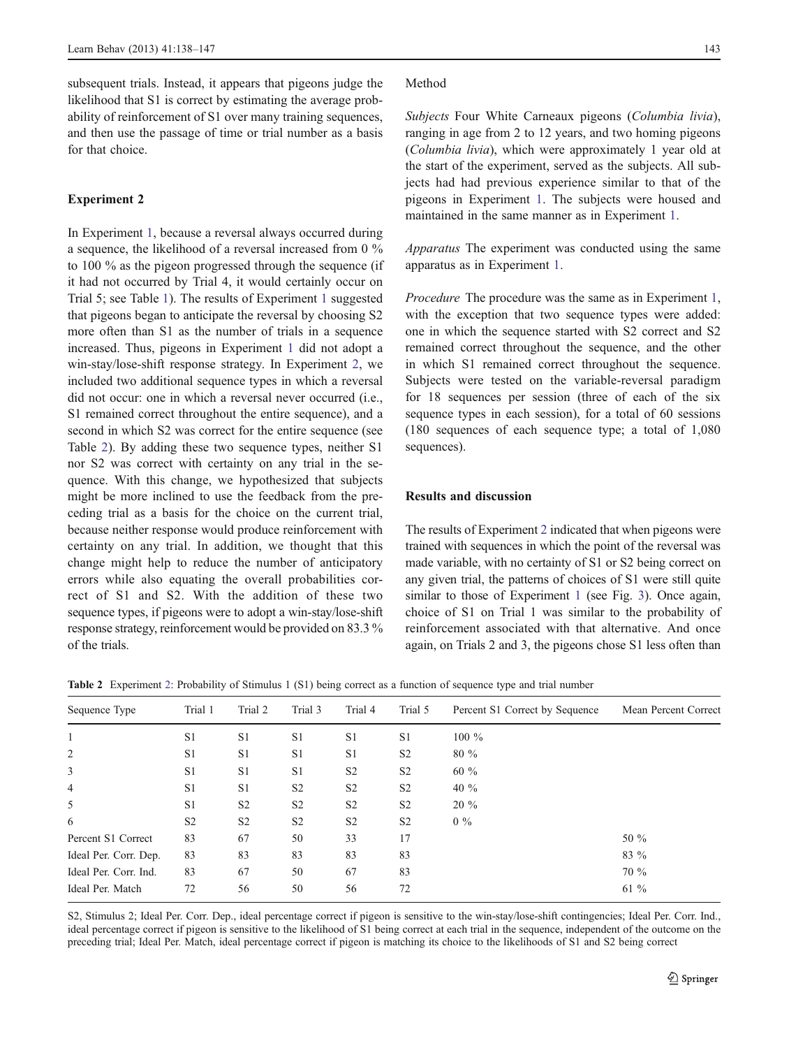subsequent trials. Instead, it appears that pigeons judge the likelihood that S1 is correct by estimating the average probability of reinforcement of S1 over many training sequences, and then use the passage of time or trial number as a basis for that choice.

## Experiment 2

In Experiment 1, because a reversal always occurred during a sequence, the likelihood of a reversal increased from 0 % to 100 % as the pigeon progressed through the sequence (if it had not occurred by Trial 4, it would certainly occur on Trial 5; see Table 1). The results of Experiment 1 suggested that pigeons began to anticipate the reversal by choosing S2 more often than S1 as the number of trials in a sequence increased. Thus, pigeons in Experiment 1 did not adopt a win-stay/lose-shift response strategy. In Experiment 2, we included two additional sequence types in which a reversal did not occur: one in which a reversal never occurred (i.e., S1 remained correct throughout the entire sequence), and a second in which S2 was correct for the entire sequence (see Table 2). By adding these two sequence types, neither S1 nor S2 was correct with certainty on any trial in the sequence. With this change, we hypothesized that subjects might be more inclined to use the feedback from the preceding trial as a basis for the choice on the current trial, because neither response would produce reinforcement with certainty on any trial. In addition, we thought that this change might help to reduce the number of anticipatory errors while also equating the overall probabilities correct of S1 and S2. With the addition of these two sequence types, if pigeons were to adopt a win-stay/lose-shift response strategy, reinforcement would be provided on 83.3 % of the trials.

### Method

*Subjects* Four White Carneaux pigeons (*Columbia livia*), ranging in age from 2 to 12 years, and two homing pigeons (*Columbia livia*), which were approximately 1 year old at the start of the experiment, served as the subjects. All subjects had had previous experience similar to that of the pigeons in Experiment 1. The subjects were housed and maintained in the same manner as in Experiment 1.

*Apparatus* The experiment was conducted using the same apparatus as in Experiment 1.

*Procedure* The procedure was the same as in Experiment 1, with the exception that two sequence types were added: one in which the sequence started with S2 correct and S2 remained correct throughout the sequence, and the other in which S1 remained correct throughout the sequence. Subjects were tested on the variable-reversal paradigm for 18 sequences per session (three of each of the six sequence types in each session), for a total of 60 sessions (180 sequences of each sequence type; a total of 1,080 sequences).

### Results and discussion

The results of Experiment 2 indicated that when pigeons were trained with sequences in which the point of the reversal was made variable, with no certainty of S1 or S2 being correct on any given trial, the patterns of choices of S1 were still quite similar to those of Experiment 1 (see Fig. 3). Once again, choice of S1 on Trial 1 was similar to the probability of reinforcement associated with that alternative. And once again, on Trials 2 and 3, the pigeons chose S1 less often than

**Table 2** Experiment 2: Probability of Stimulus 1 (S1) being correct as a function of sequence type and trial number

| Sequence Type | Trial 1 | Trial 2 | Trial 3 | Trial 4 | Trial 5 | Percent S1 Correct by Sequence | Mean Percent Correct |
|---|---|---|---|---|---|---|---|
| 1 | S1 | S1 | S1 | S1 | S1 | 100 % | |
| 2 | S1 | S1 | S1 | S1 | S2 | 80 % | |
| 3 | S1 | S1 | S1 | S2 | S2 | 60 % | |
| 4 | S1 | S1 | S2 | S2 | S2 | 40 % | |
| 5 | S1 | S2 | S2 | S2 | S2 | 20 % | |
| 6 | S2 | S2 | S2 | S2 | S2 | 0 % | |
| Percent S1 Correct | 83 | 67 | 50 | 33 | 17 | | 50 % |
| Ideal Per. Corr. Dep. | 83 | 83 | 83 | 83 | 83 | | 83 % |
| Ideal Per. Corr. Ind. | 83 | 67 | 50 | 67 | 83 | | 70 % |
| Ideal Per. Match | 72 | 56 | 50 | 56 | 72 | | 61 % |

S2, Stimulus 2; Ideal Per. Corr. Dep., ideal percentage correct if pigeon is sensitive to the win-stay/lose-shift contingencies; Ideal Per. Corr. Ind., ideal percentage correct if pigeon is sensitive to the likelihood of S1 being correct at each trial in the sequence, independent of the outcome on the preceding trial; Ideal Per. Match, ideal percentage correct if pigeon is matching its choice to the likelihoods of S1 and S2 being correct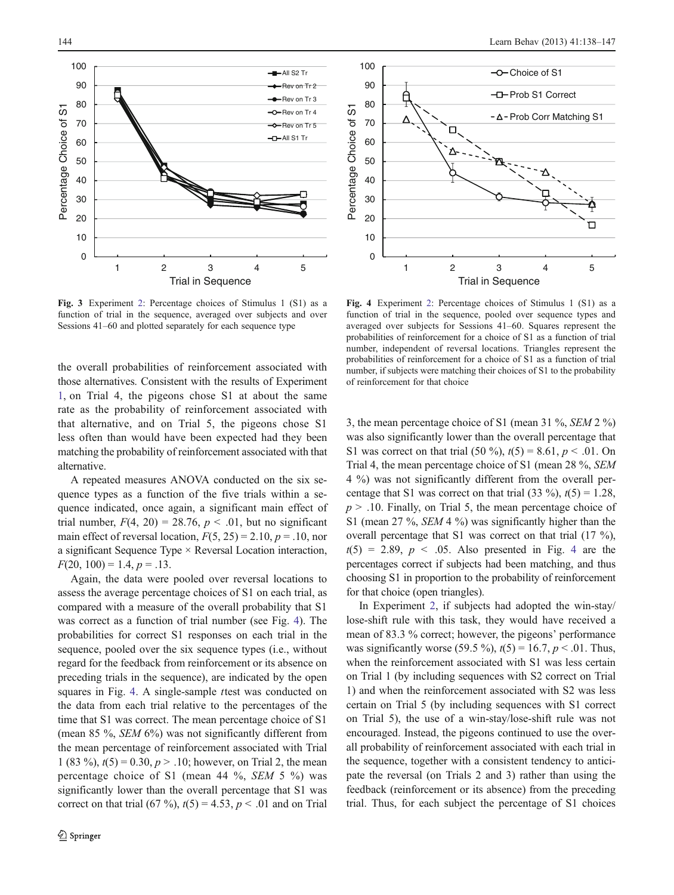Fig. 3 Experiment 2: Percentage choices of Stimulus 1 (S1) as a function of trial in the sequence, averaged over subjects and over Sessions 41–60 and plotted separately for each sequence type

Fig. 4 Experiment 2: Percentage choices of Stimulus 1 (S1) as a function of trial in the sequence, pooled over sequence types and averaged over subjects for Sessions 41–60. Squares represent the probabilities of reinforcement for a choice of S1 as a function of trial number, independent of reversal locations. Triangles represent the probabilities of reinforcement for a choice of S1 as a function of trial number, if subjects were matching their choices of S1 to the probability of reinforcement for that choice

the overall probabilities of reinforcement associated with those alternatives. Consistent with the results of Experiment 1, on Trial 4, the pigeons chose S1 at about the same rate as the probability of reinforcement associated with that alternative, and on Trial 5, the pigeons chose S1 less often than would have been expected had they been matching the probability of reinforcement associated with that alternative.

A repeated measures ANOVA conducted on the six sequence types as a function of the five trials within a sequence indicated, once again, a significant main effect of trial number, $F(4, 20) = 28.76$, $p < .01$, but no significant main effect of reversal location, $F(5, 25) = 2.10$, $p = .10$, nor a significant Sequence Type × Reversal Location interaction, $F(20, 100) = 1.4$, $p = .13$.

Again, the data were pooled over reversal locations to assess the average percentage choices of S1 on each trial, as compared with a measure of the overall probability that S1 was correct as a function of trial number (see Fig. 4). The probabilities for correct S1 responses on each trial in the sequence, pooled over the six sequence types (i.e., without regard for the feedback from reinforcement or its absence on preceding trials in the sequence), are indicated by the open squares in Fig. 4. A single-sample *t* test was conducted on the data from each trial relative to the percentages of the time that S1 was correct. The mean percentage choice of S1 (mean 85 %, *SEM* 6%) was not significantly different from the mean percentage of reinforcement associated with Trial 1 (83 %), $t(5) = 0.30$, $p > .10$; however, on Trial 2, the mean percentage choice of S1 (mean 44 %, *SEM* 5 %) was significantly lower than the overall percentage that S1 was correct on that trial (67 %), $t(5) = 4.53$, $p < .01$ and on Trial 3, the mean percentage choice of S1 (mean 31 %, *SEM* 2 %) was also significantly lower than the overall percentage that S1 was correct on that trial (50 %), $t(5) = 8.61$, $p < .01$. On Trial 4, the mean percentage choice of S1 (mean 28 %, *SEM* 4 %) was not significantly different from the overall percentage that S1 was correct on that trial (33 %), $t(5) = 1.28$, $p > .10$. Finally, on Trial 5, the mean percentage choice of S1 (mean 27 %, *SEM* 4 %) was significantly higher than the overall percentage that S1 was correct on that trial (17 %), $t(5) = 2.89$, $p < .05$. Also presented in Fig. 4 are the percentages correct if subjects had been matching, and thus choosing S1 in proportion to the probability of reinforcement for that choice (open triangles).

In Experiment 2, if subjects had adopted the win-stay/lose-shift rule with this task, they would have received a mean of 83.3 % correct; however, the pigeons' performance was significantly worse (59.5 %), $t(5) = 16.7$, $p < .01$. Thus, when the reinforcement associated with S1 was less certain on Trial 1 (by including sequences with S2 correct on Trial 1) and when the reinforcement associated with S2 was less certain on Trial 5 (by including sequences with S1 correct on Trial 5), the use of a win-stay/lose-shift rule was not encouraged. Instead, the pigeons continued to use the overall probability of reinforcement associated with each trial in the sequence, together with a consistent tendency to anticipate the reversal (on Trials 2 and 3) rather than using the feedback (reinforcement or its absence) from the preceding trial. Thus, for each subject the percentage of S1 choices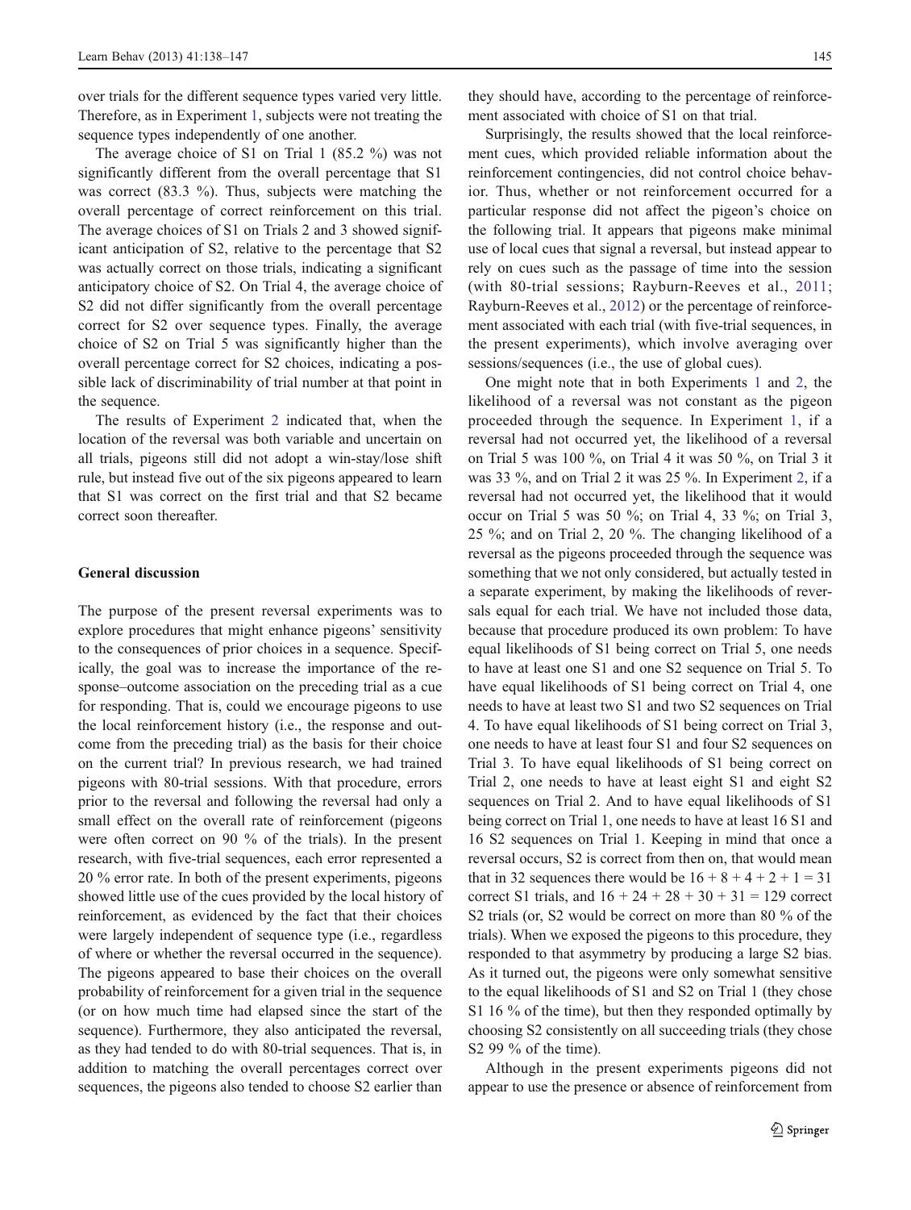over trials for the different sequence types varied very little. Therefore, as in Experiment 1, subjects were not treating the sequence types independently of one another.

The average choice of S1 on Trial 1 (85.2 %) was not significantly different from the overall percentage that S1 was correct (83.3 %). Thus, subjects were matching the overall percentage of correct reinforcement on this trial. The average choices of S1 on Trials 2 and 3 showed significant anticipation of S2, relative to the percentage that S2 was actually correct on those trials, indicating a significant anticipatory choice of S2. On Trial 4, the average choice of S2 did not differ significantly from the overall percentage correct for S2 over sequence types. Finally, the average choice of S2 on Trial 5 was significantly higher than the overall percentage correct for S2 choices, indicating a possible lack of discriminability of trial number at that point in the sequence.

The results of Experiment 2 indicated that, when the location of the reversal was both variable and uncertain on all trials, pigeons still did not adopt a win-stay/lose shift rule, but instead five out of the six pigeons appeared to learn that S1 was correct on the first trial and that S2 became correct soon thereafter.

## General discussion

The purpose of the present reversal experiments was to explore procedures that might enhance pigeons' sensitivity to the consequences of prior choices in a sequence. Specifically, the goal was to increase the importance of the response–outcome association on the preceding trial as a cue for responding. That is, could we encourage pigeons to use the local reinforcement history (i.e., the response and outcome from the preceding trial) as the basis for their choice on the current trial? In previous research, we had trained pigeons with 80-trial sessions. With that procedure, errors prior to the reversal and following the reversal had only a small effect on the overall rate of reinforcement (pigeons were often correct on 90 % of the trials). In the present research, with five-trial sequences, each error represented a 20 % error rate. In both of the present experiments, pigeons showed little use of the cues provided by the local history of reinforcement, as evidenced by the fact that their choices were largely independent of sequence type (i.e., regardless of where or whether the reversal occurred in the sequence). The pigeons appeared to base their choices on the overall probability of reinforcement for a given trial in the sequence (or on how much time had elapsed since the start of the sequence). Furthermore, they also anticipated the reversal, as they had tended to do with 80-trial sequences. That is, in addition to matching the overall percentages correct over sequences, the pigeons also tended to choose S2 earlier than they should have, according to the percentage of reinforcement associated with choice of S1 on that trial.

Surprisingly, the results showed that the local reinforcement cues, which provided reliable information about the reinforcement contingencies, did not control choice behavior. Thus, whether or not reinforcement occurred for a particular response did not affect the pigeon's choice on the following trial. It appears that pigeons make minimal use of local cues that signal a reversal, but instead appear to rely on cues such as the passage of time into the session (with 80-trial sessions; Rayburn-Reeves et al., 2011; Rayburn-Reeves et al., 2012) or the percentage of reinforcement associated with each trial (with five-trial sequences, in the present experiments), which involve averaging over sessions/sequences (i.e., the use of global cues).

One might note that in both Experiments 1 and 2, the likelihood of a reversal was not constant as the pigeon proceeded through the sequence. In Experiment 1, if a reversal had not occurred yet, the likelihood of a reversal on Trial 5 was 100 %, on Trial 4 it was 50 %, on Trial 3 it was 33 %, and on Trial 2 it was 25 %. In Experiment 2, if a reversal had not occurred yet, the likelihood that it would occur on Trial 5 was 50 %; on Trial 4, 33 %; on Trial 3, 25 %; and on Trial 2, 20 %. The changing likelihood of a reversal as the pigeons proceeded through the sequence was something that we not only considered, but actually tested in a separate experiment, by making the likelihoods of reversals equal for each trial. We have not included those data, because that procedure produced its own problem: To have equal likelihoods of S1 being correct on Trial 5, one needs to have at least one S1 and one S2 sequence on Trial 5. To have equal likelihoods of S1 being correct on Trial 4, one needs to have at least two S1 and two S2 sequences on Trial 4. To have equal likelihoods of S1 being correct on Trial 3, one needs to have at least four S1 and four S2 sequences on Trial 3. To have equal likelihoods of S1 being correct on Trial 2, one needs to have at least eight S1 and eight S2 sequences on Trial 2. And to have equal likelihoods of S1 being correct on Trial 1, one needs to have at least 16 S1 and 16 S2 sequences on Trial 1. Keeping in mind that once a reversal occurs, S2 is correct from then on, that would mean that in 32 sequences there would be $16 + 8 + 4 + 2 + 1 = 31$ correct S1 trials, and $16 + 24 + 28 + 30 + 31 = 129$ correct S2 trials (or, S2 would be correct on more than 80 % of the trials). When we exposed the pigeons to this procedure, they responded to that asymmetry by producing a large S2 bias. As it turned out, the pigeons were only somewhat sensitive to the equal likelihoods of S1 and S2 on Trial 1 (they chose S1 16 % of the time), but then they responded optimally by choosing S2 consistently on all succeeding trials (they chose S2 99 % of the time).

Although in the present experiments pigeons did not appear to use the presence or absence of reinforcement from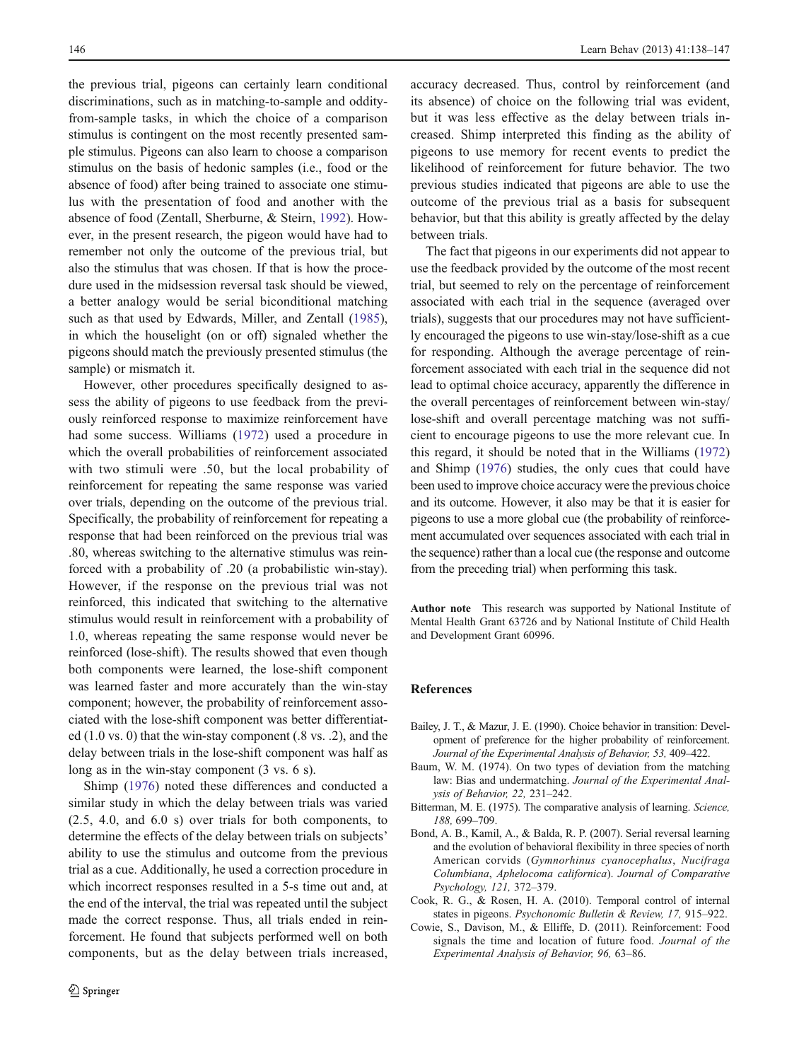the previous trial, pigeons can certainly learn conditional discriminations, such as in matching-to-sample and oddity-from-sample tasks, in which the choice of a comparison stimulus is contingent on the most recently presented sample stimulus. Pigeons can also learn to choose a comparison stimulus on the basis of hedonic samples (i.e., food or the absence of food) after being trained to associate one stimulus with the presentation of food and another with the absence of food (Zentall, Sherburne, & Steirn, 1992). However, in the present research, the pigeon would have had to remember not only the outcome of the previous trial, but also the stimulus that was chosen. If that is how the procedure used in the midsession reversal task should be viewed, a better analogy would be serial biconditional matching such as that used by Edwards, Miller, and Zentall (1985), in which the houselight (on or off) signaled whether the pigeons should match the previously presented stimulus (the sample) or mismatch it.

However, other procedures specifically designed to assess the ability of pigeons to use feedback from the previously reinforced response to maximize reinforcement have had some success. Williams (1972) used a procedure in which the overall probabilities of reinforcement associated with two stimuli were .50, but the local probability of reinforcement for repeating the same response was varied over trials, depending on the outcome of the previous trial. Specifically, the probability of reinforcement for repeating a response that had been reinforced on the previous trial was .80, whereas switching to the alternative stimulus was reinforced with a probability of .20 (a probabilistic win-stay). However, if the response on the previous trial was not reinforced, this indicated that switching to the alternative stimulus would result in reinforcement with a probability of 1.0, whereas repeating the same response would never be reinforced (lose-shift). The results showed that even though both components were learned, the lose-shift component was learned faster and more accurately than the win-stay component; however, the probability of reinforcement associated with the lose-shift component was better differentiated (1.0 vs. 0) that the win-stay component (.8 vs. .2), and the delay between trials in the lose-shift component was half as long as in the win-stay component (3 vs. 6 s).

Shimp (1976) noted these differences and conducted a similar study in which the delay between trials was varied (2.5, 4.0, and 6.0 s) over trials for both components, to determine the effects of the delay between trials on subjects' ability to use the stimulus and outcome from the previous trial as a cue. Additionally, he used a correction procedure in which incorrect responses resulted in a 5-s time out and, at the end of the interval, the trial was repeated until the subject made the correct response. Thus, all trials ended in reinforcement. He found that subjects performed well on both components, but as the delay between trials increased, accuracy decreased. Thus, control by reinforcement (and its absence) of choice on the following trial was evident, but it was less effective as the delay between trials increased. Shimp interpreted this finding as the ability of pigeons to use memory for recent events to predict the likelihood of reinforcement for future behavior. The two previous studies indicated that pigeons are able to use the outcome of the previous trial as a basis for subsequent behavior, but that this ability is greatly affected by the delay between trials.

The fact that pigeons in our experiments did not appear to use the feedback provided by the outcome of the most recent trial, but seemed to rely on the percentage of reinforcement associated with each trial in the sequence (averaged over trials), suggests that our procedures may not have sufficiently encouraged the pigeons to use win-stay/lose-shift as a cue for responding. Although the average percentage of reinforcement associated with each trial in the sequence did not lead to optimal choice accuracy, apparently the difference in the overall percentages of reinforcement between win-stay/lose-shift and overall percentage matching was not sufficient to encourage pigeons to use the more relevant cue. In this regard, it should be noted that in the Williams (1972) and Shimp (1976) studies, the only cues that could have been used to improve choice accuracy were the previous choice and its outcome. However, it also may be that it is easier for pigeons to use a more global cue (the probability of reinforcement accumulated over sequences associated with each trial in the sequence) rather than a local cue (the response and outcome from the preceding trial) when performing this task.

**Author note** This research was supported by National Institute of Mental Health Grant 63726 and by National Institute of Child Health and Development Grant 60996.

## References

Bailey, J. T., & Mazur, J. E. (1990). Choice behavior in transition: Development of preference for the higher probability of reinforcement. *Journal of the Experimental Analysis of Behavior, 53,* 409–422.

Baum, W. M. (1974). On two types of deviation from the matching law: Bias and undermatching. *Journal of the Experimental Analysis of Behavior, 22,* 231–242.

Bitterman, M. E. (1975). The comparative analysis of learning. *Science, 188,* 699–709.

Bond, A. B., Kamil, A., & Balda, R. P. (2007). Serial reversal learning and the evolution of behavioral flexibility in three species of north American corvids (*Gymnorhinus cyanocephalus*, *Nucifraga Columbiana*, *Aphelocoma californica*). *Journal of Comparative Psychology, 121,* 372–379.

Cook, R. G., & Rosen, H. A. (2010). Temporal control of internal states in pigeons. *Psychonomic Bulletin & Review, 17,* 915–922.

Cowie, S., Davison, M., & Elliffe, D. (2011). Reinforcement: Food signals the time and location of future food. *Journal of the Experimental Analysis of Behavior, 96,* 63–86.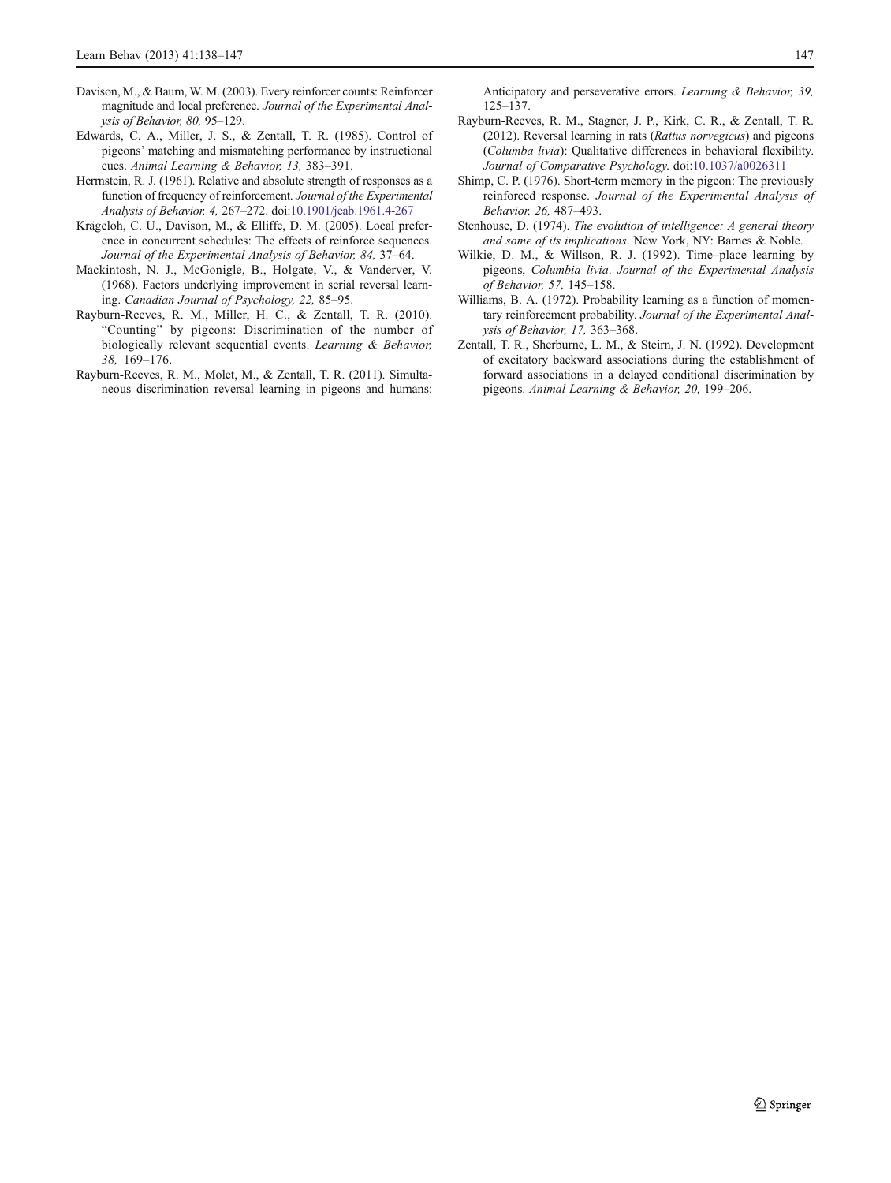Davison, M., & Baum, W. M. (2003). Every reinforcer counts: Reinforcer magnitude and local preference. *Journal of the Experimental Analysis of Behavior, 80,* 95–129.

Edwards, C. A., Miller, J. S., & Zentall, T. R. (1985). Control of pigeons' matching and mismatching performance by instructional cues. *Animal Learning & Behavior, 13,* 383–391.

Herrnstein, R. J. (1961). Relative and absolute strength of responses as a function of frequency of reinforcement. *Journal of the Experimental Analysis of Behavior, 4,* 267–272. doi:10.1901/jeab.1961.4-267

Krägeloh, C. U., Davison, M., & Elliffe, D. M. (2005). Local preference in concurrent schedules: The effects of reinforce sequences. *Journal of the Experimental Analysis of Behavior, 84,* 37–64.

Mackintosh, N. J., McGonigle, B., Holgate, V., & Vanderver, V. (1968). Factors underlying improvement in serial reversal learning. *Canadian Journal of Psychology, 22,* 85–95.

Rayburn-Reeves, R. M., Miller, H. C., & Zentall, T. R. (2010). "Counting" by pigeons: Discrimination of the number of biologically relevant sequential events. *Learning & Behavior, 38,* 169–176.

Rayburn-Reeves, R. M., Molet, M., & Zentall, T. R. (2011). Simultaneous discrimination reversal learning in pigeons and humans: Anticipatory and perseverative errors. *Learning & Behavior, 39,* 125–137.

Rayburn-Reeves, R. M., Stagner, J. P., Kirk, C. R., & Zentall, T. R. (2012). Reversal learning in rats (*Rattus norvegicus*) and pigeons (*Columba livia*): Qualitative differences in behavioral flexibility. *Journal of Comparative Psychology.* doi:10.1037/a0026311

Shimp, C. P. (1976). Short-term memory in the pigeon: The previously reinforced response. *Journal of the Experimental Analysis of Behavior, 26,* 487–493.

Stenhouse, D. (1974). *The evolution of intelligence: A general theory and some of its implications*. New York, NY: Barnes & Noble.

Wilkie, D. M., & Willson, R. J. (1992). Time–place learning by pigeons, *Columbia livia*. *Journal of the Experimental Analysis of Behavior, 57,* 145–158.

Williams, B. A. (1972). Probability learning as a function of momentary reinforcement probability. *Journal of the Experimental Analysis of Behavior, 17,* 363–368.

Zentall, T. R., Sherburne, L. M., & Steirn, J. N. (1992). Development of excitatory backward associations during the establishment of forward associations in a delayed conditional discrimination by pigeons. *Animal Learning & Behavior, 20,* 199–206.